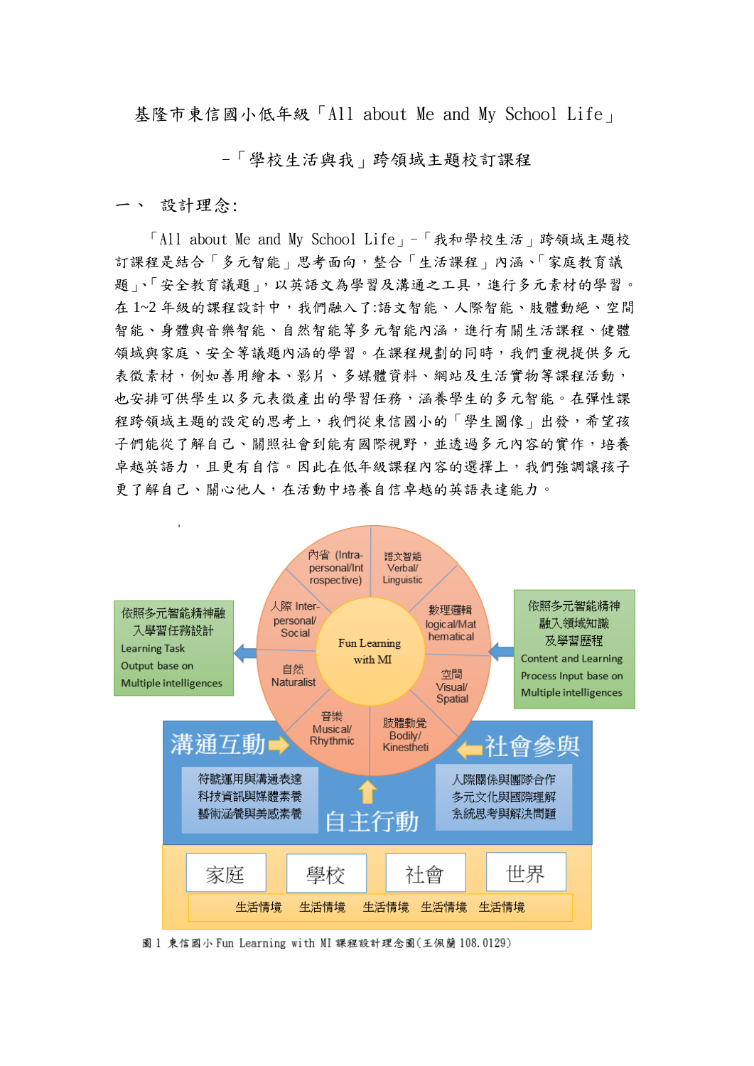基隆市東信國小低年級「All about Me and My School Life」

－「學校生活與我」跨領域主題校訂課程

## 一、 設計理念:

「All about Me and My School Life」-「我和學校生活」跨領域主題校訂課程是結合「多元智能」思考面向，整合「生活課程」內涵、「家庭教育議題」、「安全教育議題」，以英語文為學習及溝通之工具，進行多元素材的學習。在 1~2 年級的課程設計中，我們融入了:語文智能、人際智能、肢體動絕、空間智能、身體與音樂智能、自然智能等多元智能內涵，進行有關生活課程、健體領域與家庭、安全等議題內涵的學習。在課程規劃的同時，我們重視提供多元表徵素材，例如善用繪本、影片、多媒體資料、網站及生活實物等課程活動，也安排可供學生以多元表徵產出的學習任務，涵養學生的多元智能。在彈性課程跨領域主題的設定的思考上，我們從東信國小的「學生圖像」出發，希望孩子們能從了解自己、關照社會到能有國際視野，並透過多元內容的實作，培養卓越英語力，且更有自信。因此在低年級課程內容的選擇上，我們強調讓孩子更了解自己、關心他人，在活動中培養自信卓越的英語表達能力。

圖 1 東信國小 Fun Learning with MI 課程設計理念圖(王佩蘭 108.0129)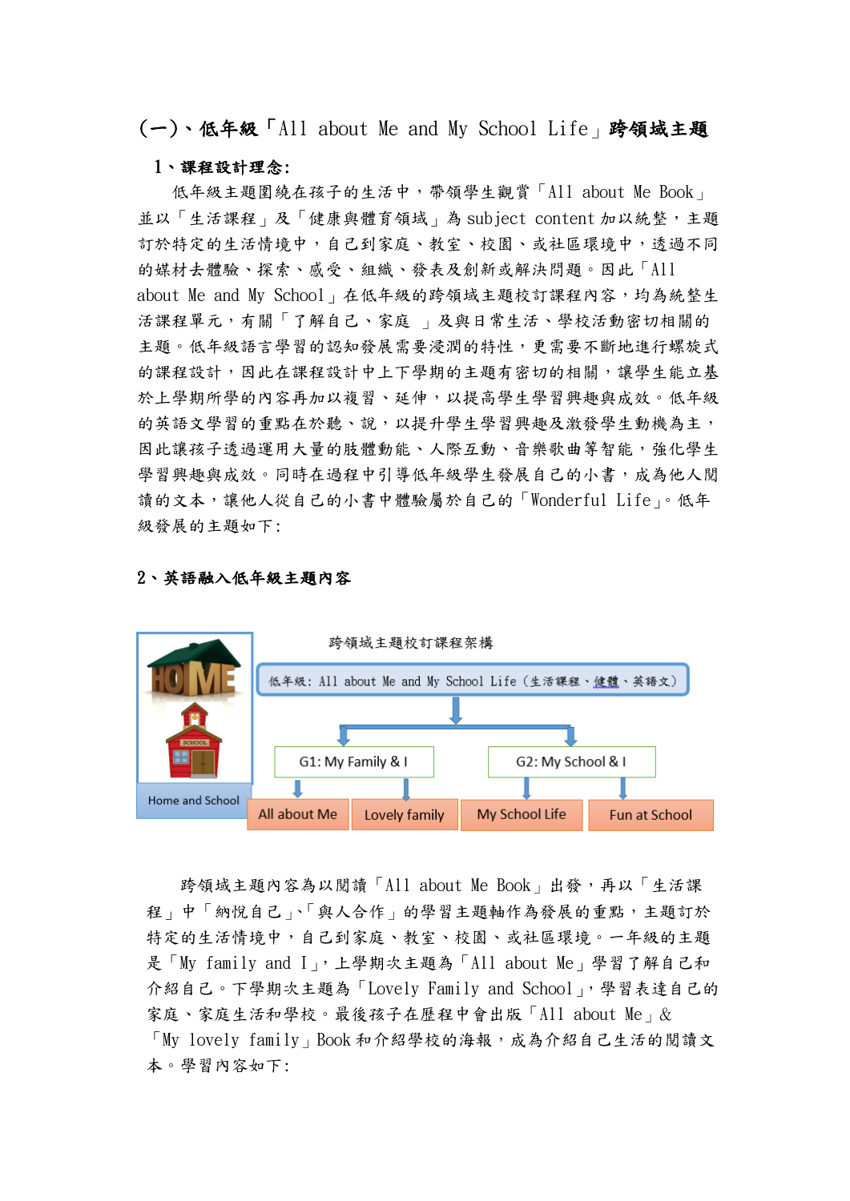## (一)、低年級「All about Me and My School Life」跨領域主題

### 1、課程設計理念:

低年級主題圍繞在孩子的生活中，帶領學生觀賞「All about Me Book」並以「生活課程」及「健康與體育領域」為 subject content 加以統整，主題訂於特定的生活情境中，自己到家庭、教室、校園、或社區環境中，透過不同的媒材去體驗、探索、感受、組織、發表及創新或解決問題。因此「All about Me and My School」在低年級的跨領域主題校訂課程內容，均為統整生活課程單元，有關「了解自己、家庭 」及與日常生活、學校活動密切相關的主題。低年級語言學習的認知發展需要浸潤的特性，更需要不斷地進行螺旋式的課程設計，因此在課程設計中上下學期的主題有密切的相關，讓學生能立基於上學期所學的內容再加以複習、延伸，以提高學生學習興趣與成效。低年級的英語文學習的重點在於聽、說，以提升學生學習興趣及激發學生動機為主，因此讓孩子透過運用大量的肢體動能、人際互動、音樂歌曲等智能，強化學生學習興趣與成效。同時在過程中引導低年級學生發展自己的小書，成為他人閱讀的文本，讓他人從自己的小書中體驗屬於自己的「Wonderful Life」。低年級發展的主題如下:

### 2、英語融入低年級主題內容

跨領域主題校訂課程架構

低年級: All about Me and My School Life (生活課程、健體、英語文)

- G1: My Family & I
  - All about Me
  - Lovely family
- G2: My School & I
  - My School Life
  - Fun at School

Home and School

跨領域主題內容為以閱讀「All about Me Book」出發，再以「生活課程」中「納悅自己」、「與人合作」的學習主題軸作為發展的重點，主題訂於特定的生活情境中，自己到家庭、教室、校園、或社區環境。一年級的主題是「My family and I」，上學期次主題為「All about Me」學習了解自己和介紹自己。下學期次主題為「Lovely Family and School」，學習表達自己的家庭、家庭生活和學校。最後孩子在歷程中會出版「All about Me」&「My lovely family」Book 和介紹學校的海報，成為介紹自己生活的閱讀文本。學習內容如下: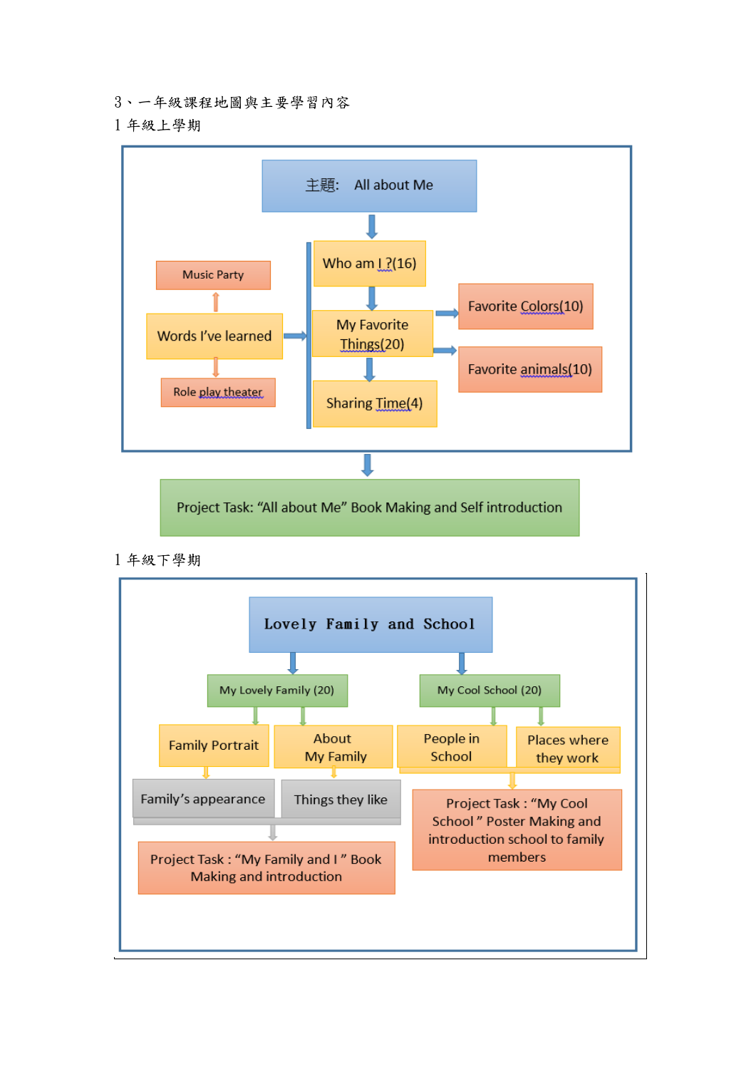3、一年級課程地圖與主要學習內容

1 年級上學期

主題: All about Me

- Who am I ?(16)
- My Favorite Things(20)
  - Favorite Colors(10)
  - Favorite animals(10)
- Sharing Time(4)

Words I've learned
- Music Party
- Role play theater

Project Task: "All about Me" Book Making and Self introduction

1 年級下學期

Lovely Family and School

- My Lovely Family (20)
  - Family Portrait
    - Family's appearance
  - About My Family
    - Things they like
  - Project Task : "My Family and I " Book Making and introduction
- My Cool School (20)
  - People in School
  - Places where they work
  - Project Task : "My Cool School " Poster Making and introduction school to family members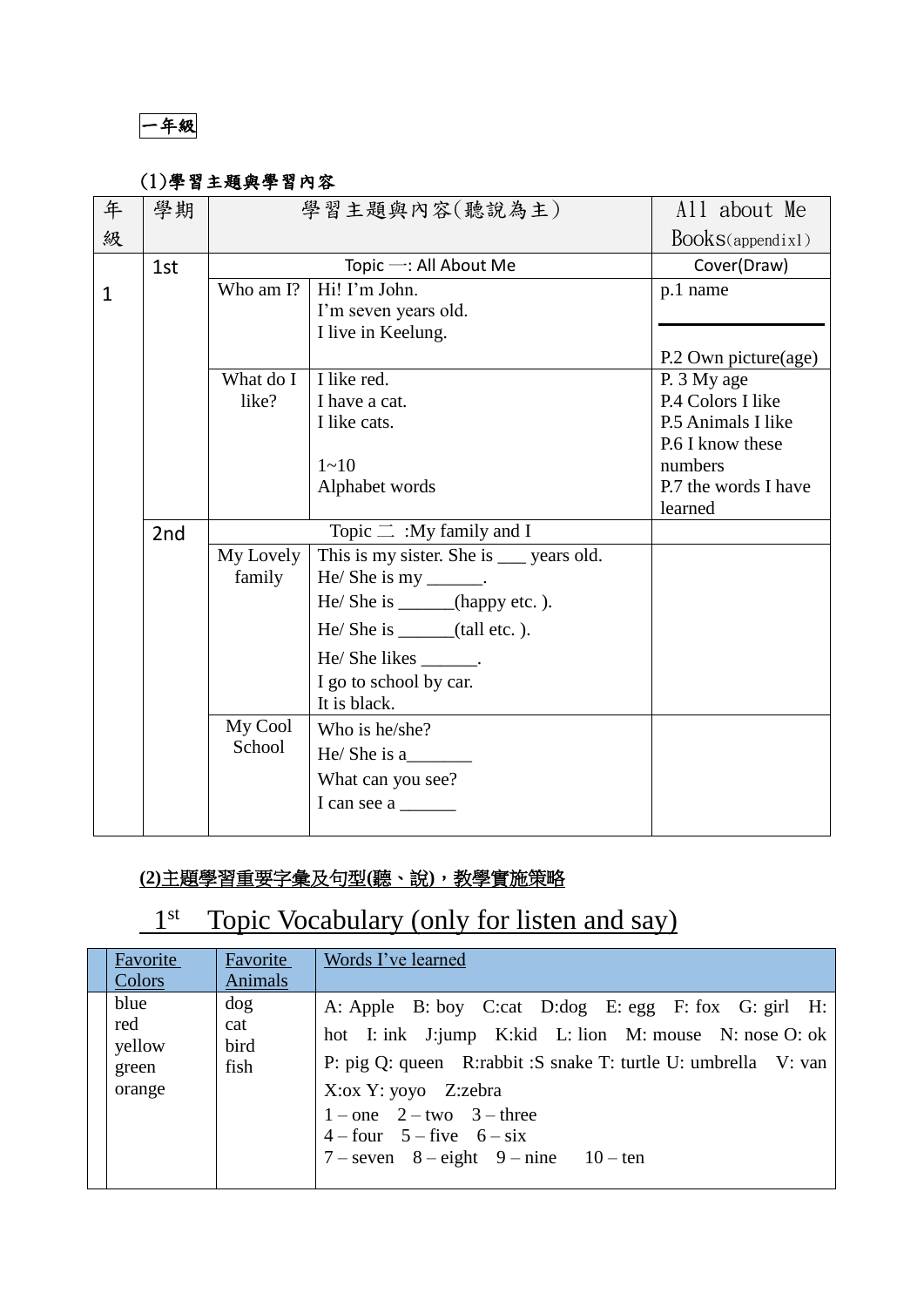一年級

### (1)學習主題與學習內容

| 年級 | 學期 | 學習主題與內容(聽說為主) | | All about Me Books(appendix1) |
|---|---|---|---|---|
| 1 | 1st | Topic 一: All About Me | | Cover(Draw) |
| | | Who am I? | Hi! I'm John.<br>I'm seven years old.<br>I live in Keelung. | p.1 name<br><br>P.2 Own picture(age) |
| | | What do I like? | I like red.<br>I have a cat.<br>I like cats.<br><br>1~10<br>Alphabet words | P. 3 My age<br>P.4 Colors I like<br>P.5 Animals I like<br>P.6 I know these numbers<br>P.7 the words I have learned |
| | 2nd | Topic 二 :My family and I | | |
| | | My Lovely family | This is my sister. She is ___ years old.<br>He/ She is my ______.<br>He/ She is ______(happy etc. ).<br>He/ She is ______(tall etc. ).<br>He/ She likes ______.<br>I go to school by car.<br>It is black. | |
| | | My Cool School | Who is he/she?<br>He/ She is a_______<br>What can you see?<br>I can see a ______ | |

### (2)主題學習重要字彙及句型(聽、說)，教學實施策略

## 1st Topic Vocabulary (only for listen and say)

| | Favorite Colors | Favorite Animals | Words I've learned |
|---|---|---|---|
| | blue<br>red<br>yellow<br>green<br>orange | dog<br>cat<br>bird<br>fish | A: Apple B: boy C:cat D:dog E: egg F: fox G: girl H: hot I: ink J:jump K:kid L: lion M: mouse N: nose O: ok P: pig Q: queen R:rabbit :S snake T: turtle U: umbrella V: van X:ox Y: yoyo Z:zebra<br>1 – one 2 – two 3 – three<br>4 – four 5 – five 6 – six<br>7 – seven 8 – eight 9 – nine 10 – ten |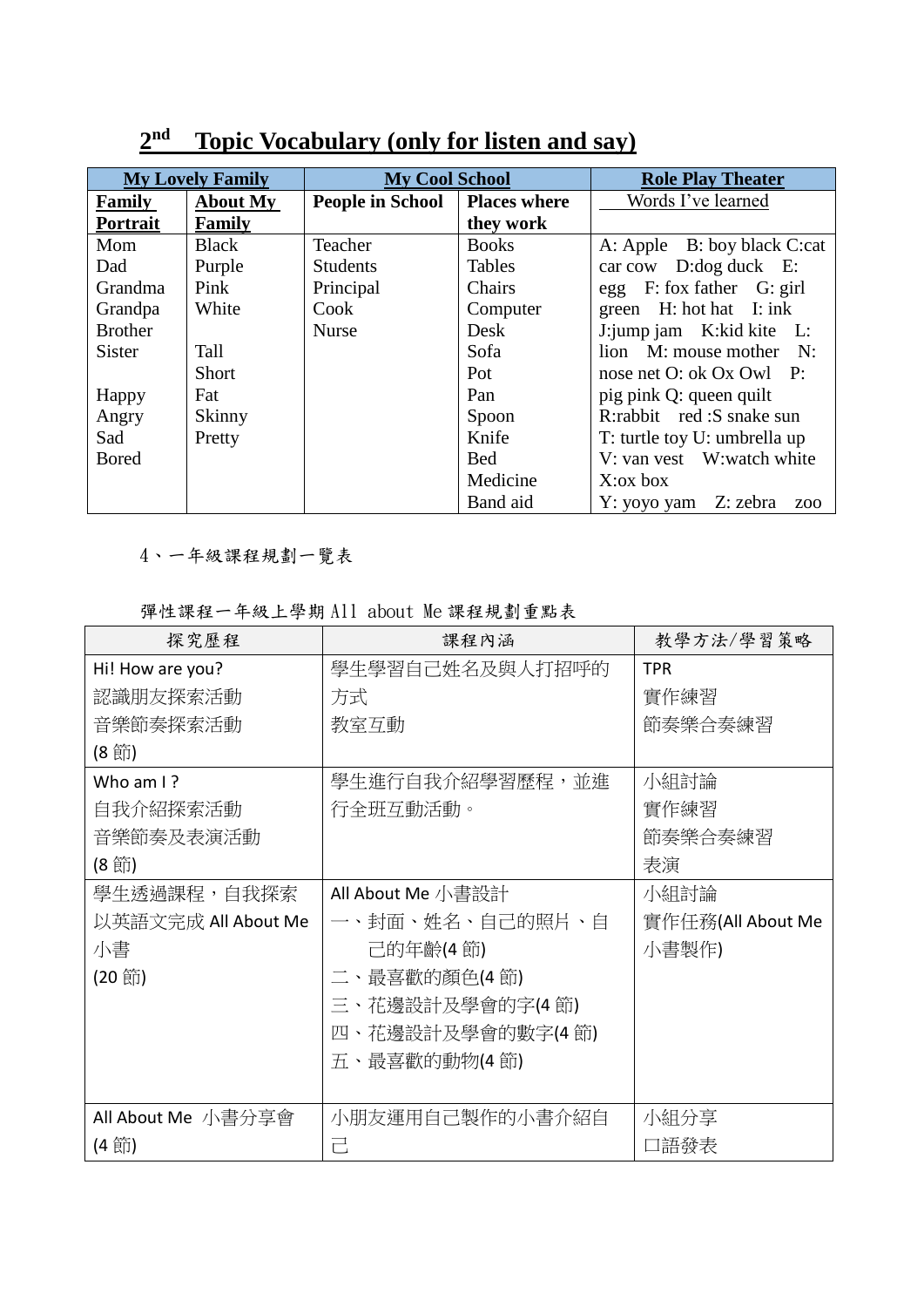## 2nd Topic Vocabulary (only for listen and say)

| My Lovely Family | | My Cool School | | Role Play Theater |
|---|---|---|---|---|
| **Family Portrait** | **About My Family** | **People in School** | **Places where they work** | Words I've learned |
| Mom<br>Dad<br>Grandma<br>Grandpa<br>Brother<br>Sister<br><br>Happy<br>Angry<br>Sad<br>Bored | Black<br>Purple<br>Pink<br>White<br><br>Tall<br>Short<br>Fat<br>Skinny<br>Pretty | Teacher<br>Students<br>Principal<br>Cook<br>Nurse | Books<br>Tables<br>Chairs<br>Computer<br>Desk<br>Sofa<br>Pot<br>Pan<br>Spoon<br>Knife<br>Bed<br>Medicine<br>Band aid | A: Apple B: boy black C:cat car cow D:dog duck E: egg F: fox father G: girl green H: hot hat I: ink J:jump jam K:kid kite L: lion M: mouse mother N: nose net O: ok Ox Owl P: pig pink Q: queen quilt R:rabbit red :S snake sun T: turtle toy U: umbrella up V: van vest W:watch white X:ox box Y: yoyo yam Z: zebra zoo |

4、一年級課程規劃一覽表

彈性課程一年級上學期 All about Me 課程規劃重點表

| 探究歷程 | 課程內涵 | 教學方法/學習策略 |
|---|---|---|
| Hi! How are you?<br>認識朋友探索活動<br>音樂節奏探索活動<br>(8 節) | 學生學習自己姓名及與人打招呼的方式<br>教室互動 | TPR<br>實作練習<br>節奏樂合奏練習 |
| Who am I ?<br>自我介紹探索活動<br>音樂節奏及表演活動<br>(8 節) | 學生進行自我介紹學習歷程，並進行全班互動活動。 | 小組討論<br>實作練習<br>節奏樂合奏練習<br>表演 |
| 學生透過課程，自我探索以英語文完成 All About Me 小書<br>(20 節) | All About Me 小書設計<br>一、封面、姓名、自己的照片、自己的年齡(4 節)<br>二、最喜歡的顏色(4 節)<br>三、花邊設計及學會的字(4 節)<br>四、花邊設計及學會的數字(4 節)<br>五、最喜歡的動物(4 節) | 小組討論<br>實作任務(All About Me 小書製作) |
| All About Me 小書分享會<br>(4 節) | 小朋友運用自己製作的小書介紹自己 | 小組分享<br>口語發表 |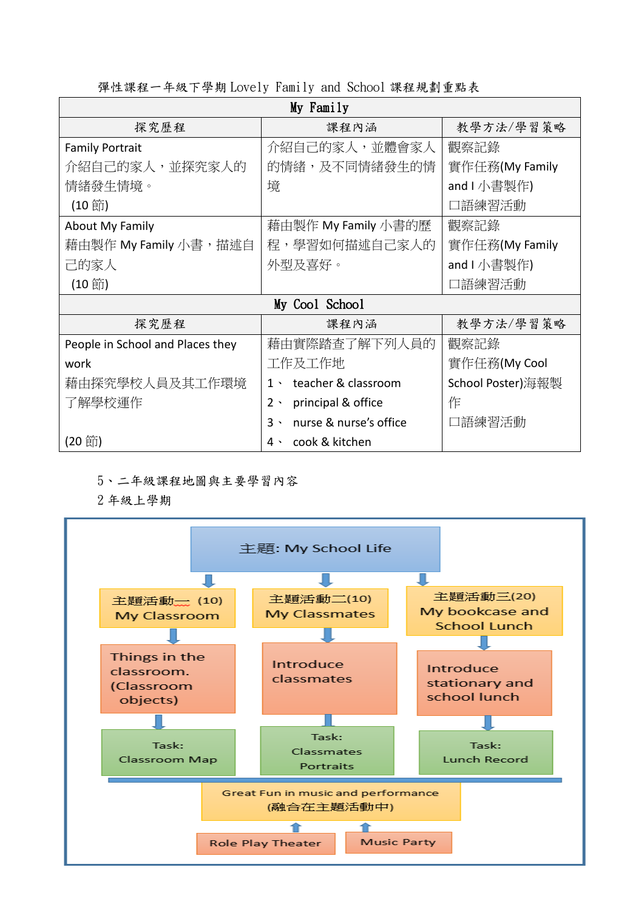彈性課程一年級下學期 Lovely Family and School 課程規劃重點表

| My Family | | |
|---|---|---|
| 探究歷程 | 課程內涵 | 教學方法/學習策略 |
| Family Portrait<br>介紹自己的家人，並探究家人的情緒發生情境。<br>(10 節) | 介紹自己的家人，並體會家人的情緒，及不同情緒發生的情境 | 觀察記錄<br>實作任務(My Family and I 小書製作)<br>口語練習活動 |
| About My Family<br>藉由製作 My Family 小書，描述自己的家人<br>(10 節) | 藉由製作 My Family 小書的歷程，學習如何描述自己家人的外型及喜好。 | 觀察記錄<br>實作任務(My Family and I 小書製作)<br>口語練習活動 |
| **My Cool School** | | |
| 探究歷程 | 課程內涵 | 教學方法/學習策略 |
| People in School and Places they work<br>藉由探究學校人員及其工作環境了解學校運作<br><br>(20 節) | 藉由實際踏查了解下列人員的工作及工作地<br>1、 teacher & classroom<br>2、 principal & office<br>3、 nurse & nurse's office<br>4、 cook & kitchen | 觀察記錄<br>實作任務(My Cool School Poster)海報製作<br>口語練習活動 |

5、二年級課程地圖與主要學習內容

2 年級上學期

主題: My School Life

- 主題活動一 (10) My Classroom
  - Things in the classroom. (Classroom objects)
  - Task: Classroom Map
- 主題活動二(10) My Classmates
  - Introduce classmates
  - Task: Classmates Portraits
- 主題活動三(20) My bookcase and School Lunch
  - Introduce stationary and school lunch
  - Task: Lunch Record

Great Fun in music and performance (融合在主題活動中)

- Role Play Theater
- Music Party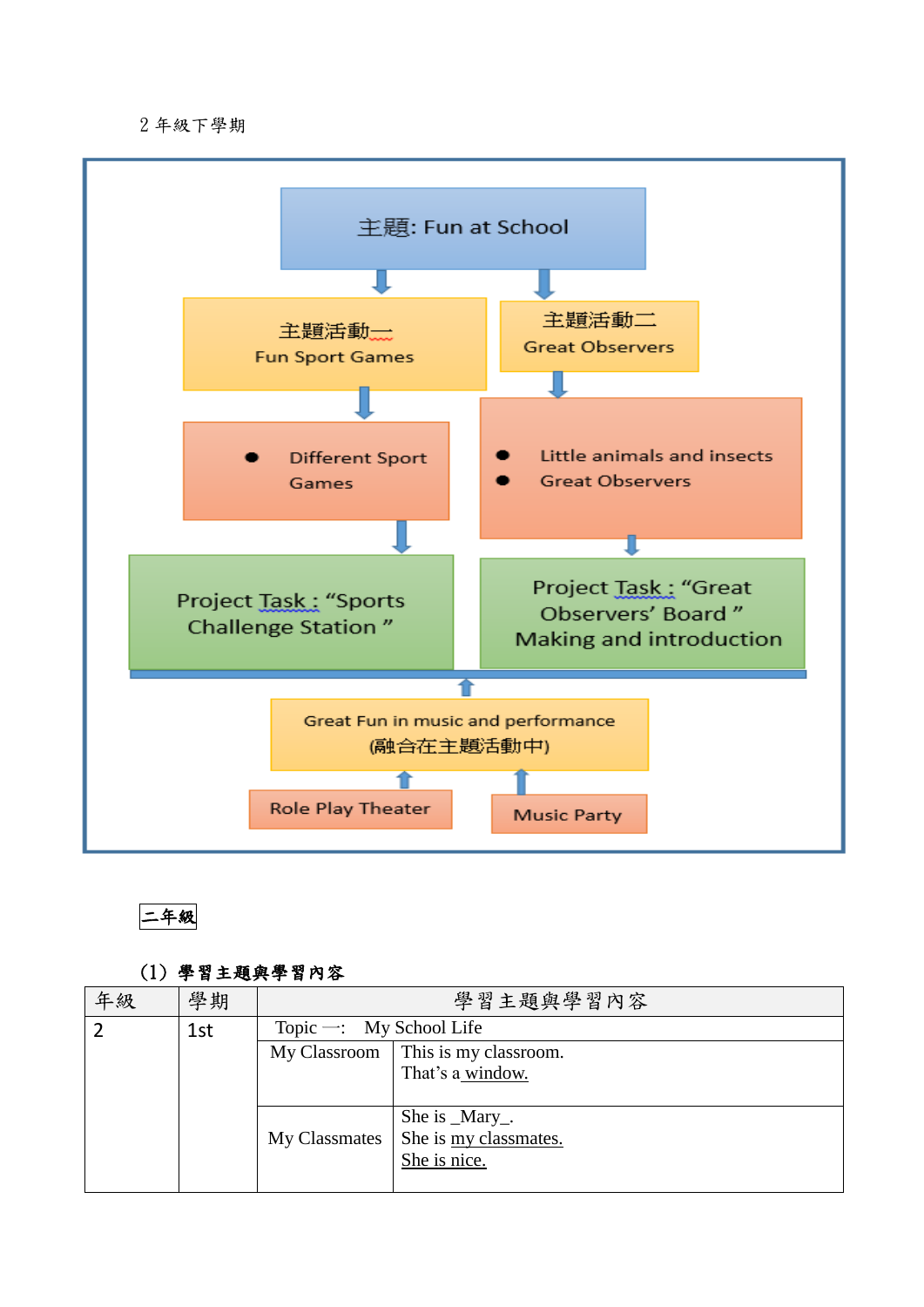2 年級下學期

主題: Fun at School

主題活動一
Fun Sport Games

主題活動二
Great Observers

- Different Sport Games

- Little animals and insects
- Great Observers

Project Task : "Sports Challenge Station "

Project Task : "Great Observers' Board "
Making and introduction

Great Fun in music and performance
(融合在主題活動中)

Role Play Theater

Music Party

二年級

(1) 學習主題與學習內容

| 年級 | 學期 | 學習主題與學習內容 | |
|---|---|---|---|
| 2 | 1st | Topic 一: My School Life | |
| | | My Classroom | This is my classroom.<br>That's a window. |
| | | My Classmates | She is _Mary_.<br>She is my classmates.<br>She is nice. |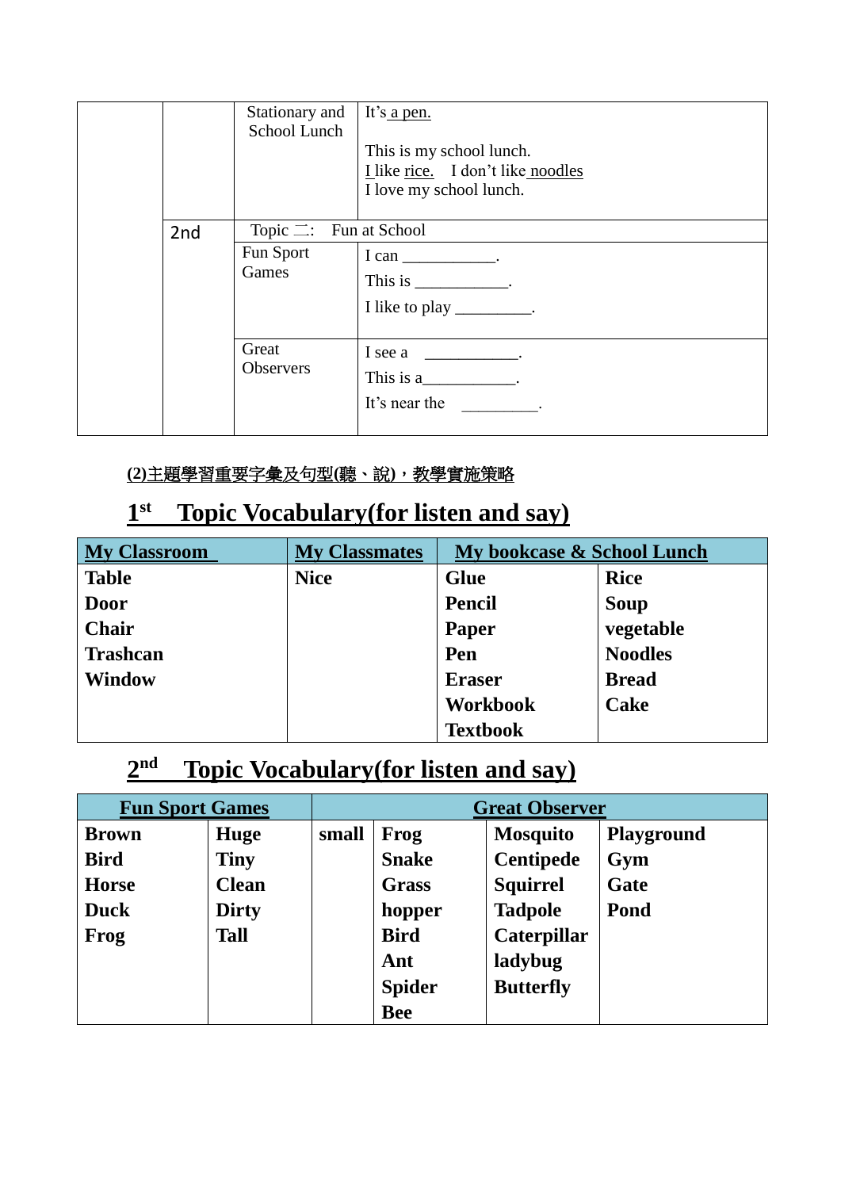|  |  | Stationary and School Lunch | It's a pen.<br><br>This is my school lunch.<br>I like rice.    I don't like noodles<br>I love my school lunch. |
|---|---|---|---|
|  | 2nd | Topic 二:    Fun at School |  |
|  |  | Fun Sport Games | I can ___________.<br>This is ___________.<br>I like to play _________. |
|  |  | Great Observers | I see a ___________.<br>This is a___________.<br>It's near the _________. |

**(2)主題學習重要字彙及句型(聽、說)，教學實施策略**

## 1st Topic Vocabulary(for listen and say)

| My Classroom | My Classmates | My bookcase & School Lunch | |
|---|---|---|---|
| Table | Nice | Glue | Rice |
| Door | | Pencil | Soup |
| Chair | | Paper | vegetable |
| Trashcan | | Pen | Noodles |
| Window | | Eraser | Bread |
| | | Workbook | Cake |
| | | Textbook | |

## 2nd Topic Vocabulary(for listen and say)

| Fun Sport Games | | Great Observer | | | |
|---|---|---|---|---|---|
| Brown | Huge | small | Frog | Mosquito | Playground |
| Bird | Tiny | | Snake | Centipede | Gym |
| Horse | Clean | | Grass | Squirrel | Gate |
| Duck | Dirty | | hopper | Tadpole | Pond |
| Frog | Tall | | Bird | Caterpillar | |
| | | | Ant | ladybug | |
| | | | Spider | Butterfly | |
| | | | Bee | | |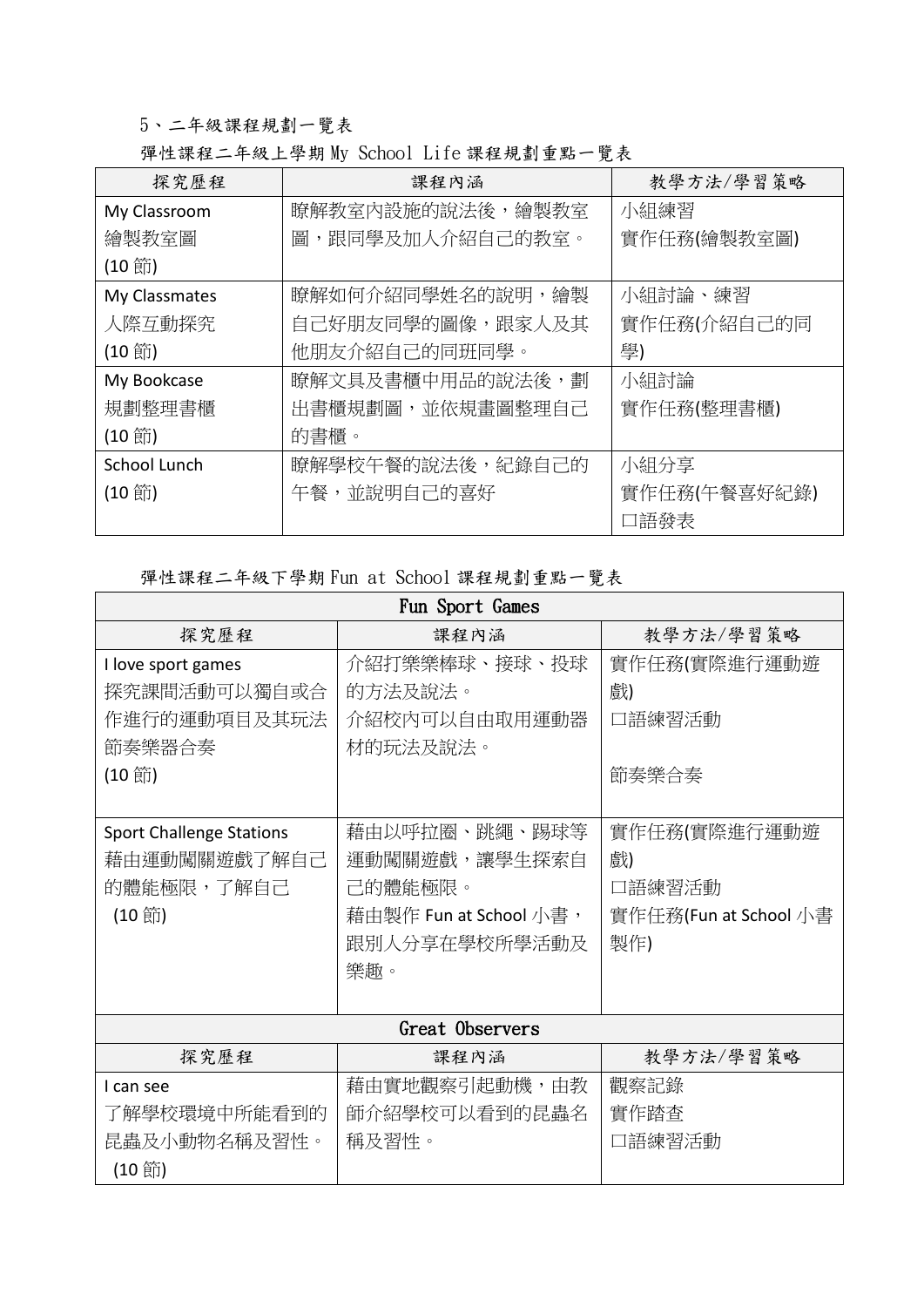5、二年級課程規劃一覽表

彈性課程二年級上學期 My School Life 課程規劃重點一覽表

| 探究歷程 | 課程內涵 | 教學方法/學習策略 |
|---|---|---|
| My Classroom<br>繪製教室圖<br>(10 節) | 瞭解教室內設施的說法後，繪製教室圖，跟同學及加人介紹自己的教室。 | 小組練習<br>實作任務(繪製教室圖) |
| My Classmates<br>人際互動探究<br>(10 節) | 瞭解如何介紹同學姓名的說明，繪製自己好朋友同學的圖像，跟家人及其他朋友介紹自己的同班同學。 | 小組討論、練習<br>實作任務(介紹自己的同學) |
| My Bookcase<br>規劃整理書櫃<br>(10 節) | 瞭解文具及書櫃中用品的說法後，劃出書櫃規劃圖，並依規畫圖整理自己的書櫃。 | 小組討論<br>實作任務(整理書櫃) |
| School Lunch<br>(10 節) | 瞭解學校午餐的說法後，紀錄自己的午餐，並說明自己的喜好 | 小組分享<br>實作任務(午餐喜好紀錄)<br>口語發表 |

彈性課程二年級下學期 Fun at School 課程規劃重點一覽表

| Fun Sport Games | | |
|---|---|---|
| 探究歷程 | 課程內涵 | 教學方法/學習策略 |
| I love sport games<br>探究課間活動可以獨自或合作進行的運動項目及其玩法<br>節奏樂器合奏<br>(10 節) | 介紹打樂樂棒球、接球、投球的方法及說法。<br>介紹校內可以自由取用運動器材的玩法及說法。 | 實作任務(實際進行運動遊戲)<br>口語練習活動<br><br>節奏樂合奏 |
| Sport Challenge Stations<br>藉由運動闖關遊戲了解自己的體能極限，了解自己<br>(10 節) | 藉由以呼拉圈、跳繩、踢球等運動闖關遊戲，讓學生探索自己的體能極限。<br>藉由製作 Fun at School 小書，跟別人分享在學校所學活動及樂趣。 | 實作任務(實際進行運動遊戲)<br>口語練習活動<br>實作任務(Fun at School 小書製作) |
| **Great Observers** | | |
| 探究歷程 | 課程內涵 | 教學方法/學習策略 |
| I can see<br>了解學校環境中所能看到的昆蟲及小動物名稱及習性。<br>(10 節) | 藉由實地觀察引起動機，由教師介紹學校可以看到的昆蟲名稱及習性。 | 觀察記錄<br>實作踏查<br>口語練習活動 |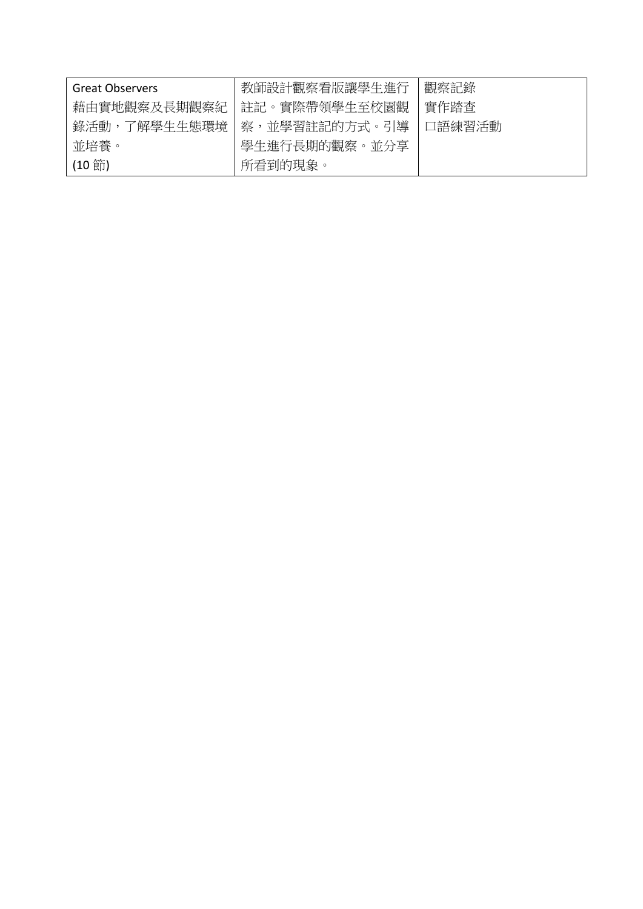| | | |
|---|---|---|
| Great Observers<br>藉由實地觀察及長期觀察紀錄活動，了解學生生態環境並培養。<br>(10 節) | 教師設計觀察看版讓學生進行註記。實際帶領學生至校園觀察，並學習註記的方式。引導學生進行長期的觀察。並分享所看到的現象。 | 觀察記錄<br>實作踏查<br>口語練習活動 |